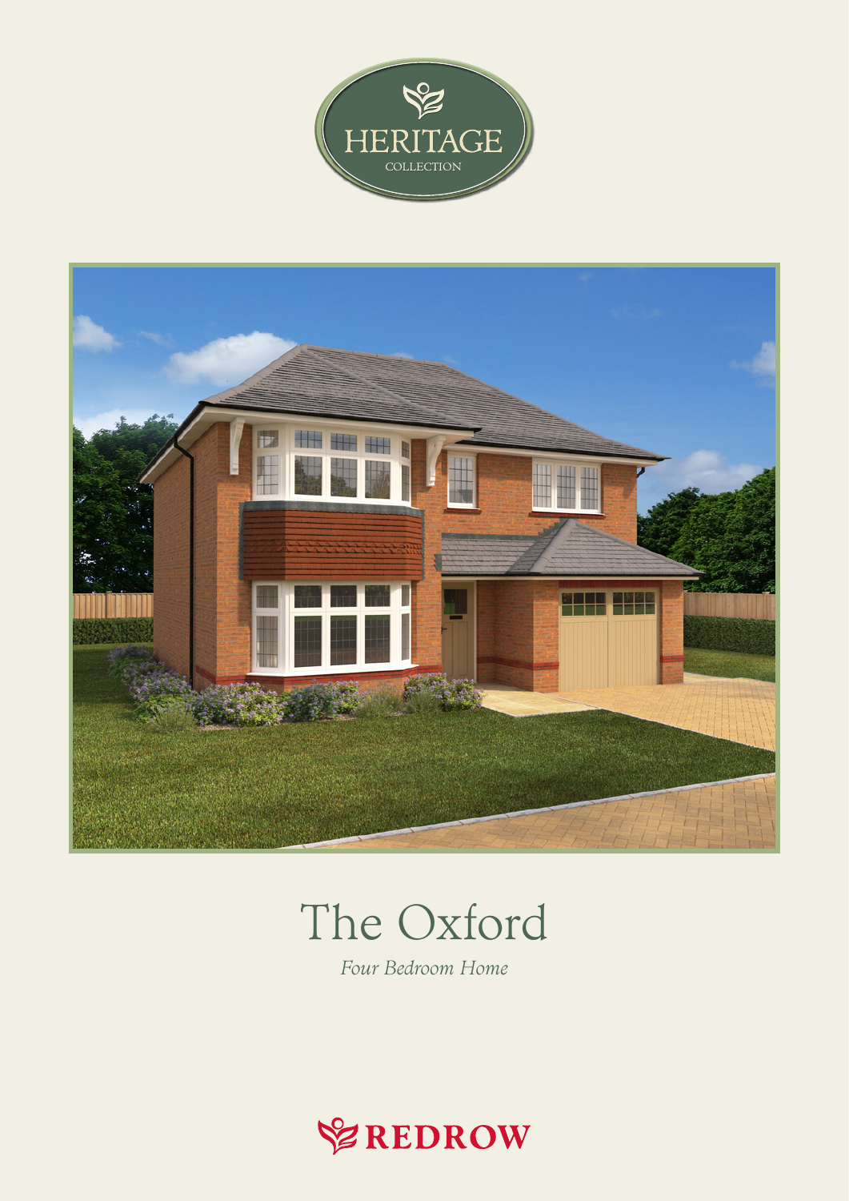HERITAGE

COLLECTION

# The Oxford

*Four Bedroom Home*

REDROW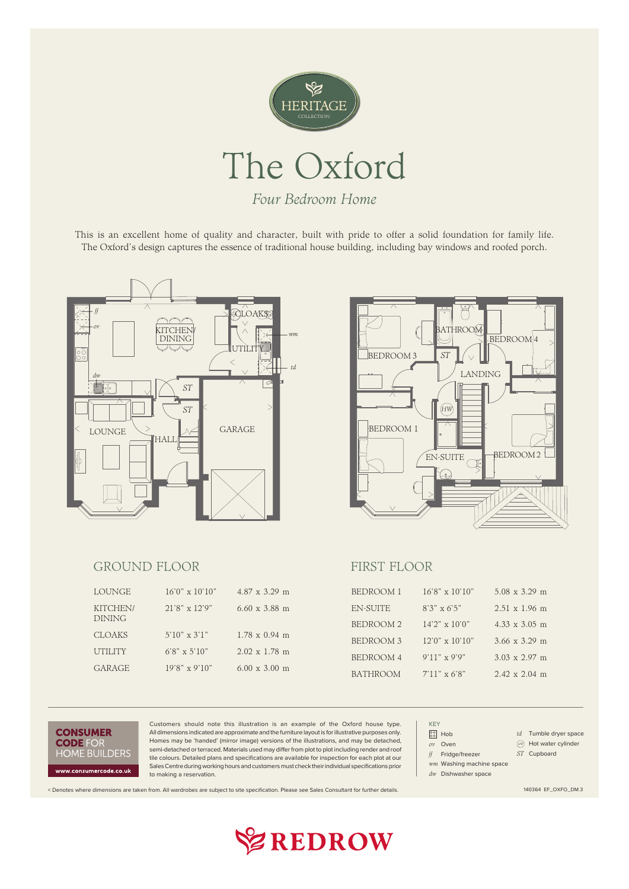HERITAGE
COLLECTION

# The Oxford

*Four Bedroom Home*

This is an excellent home of quality and character, built with pride to offer a solid foundation for family life. The Oxford's design captures the essence of traditional house building, including bay windows and roofed porch.

## GROUND FLOOR

| | | |
|---|---|---|
| LOUNGE | 16'0" x 10'10" | 4.87 x 3.29 m |
| KITCHEN/ DINING | 21'8" x 12'9" | 6.60 x 3.88 m |
| CLOAKS | 5'10" x 3'1" | 1.78 x 0.94 m |
| UTILITY | 6'8" x 5'10" | 2.02 x 1.78 m |
| GARAGE | 19'8" x 9'10" | 6.00 x 3.00 m |

## FIRST FLOOR

| | | |
|---|---|---|
| BEDROOM 1 | 16'8" x 10'10" | 5.08 x 3.29 m |
| EN-SUITE | 8'3" x 6'5" | 2.51 x 1.96 m |
| BEDROOM 2 | 14'2" x 10'0" | 4.33 x 3.05 m |
| BEDROOM 3 | 12'0" x 10'10" | 3.66 x 3.29 m |
| BEDROOM 4 | 9'11" x 9'9" | 3.03 x 2.97 m |
| BATHROOM | 7'11" x 6'8" | 2.42 x 2.04 m |

**CONSUMER CODE** FOR HOME BUILDERS
www.consumercode.co.uk

Customers should note this illustration is an example of the Oxford house type. All dimensions indicated are approximate and the furniture layout is for illustrative purposes only. Homes may be 'handed' (mirror image) versions of the illustrations, and may be detached, semi-detached or terraced. Materials used may differ from plot to plot including render and roof tile colours. Detailed plans and specifications are available for inspection for each plot at our Sales Centre during working hours and customers must check their individual specifications prior to making a reservation.

KEY

- Hob
- *ov* Oven
- *ff* Fridge/freezer
- *wm* Washing machine space
- *dw* Dishwasher space
- *td* Tumble dryer space
- *HW* Hot water cylinder
- *ST* Cupboard

< Denotes where dimensions are taken from. All wardrobes are subject to site specification. Please see Sales Consultant for further details.

140364 EF_OXFO_DM.3

REDROW